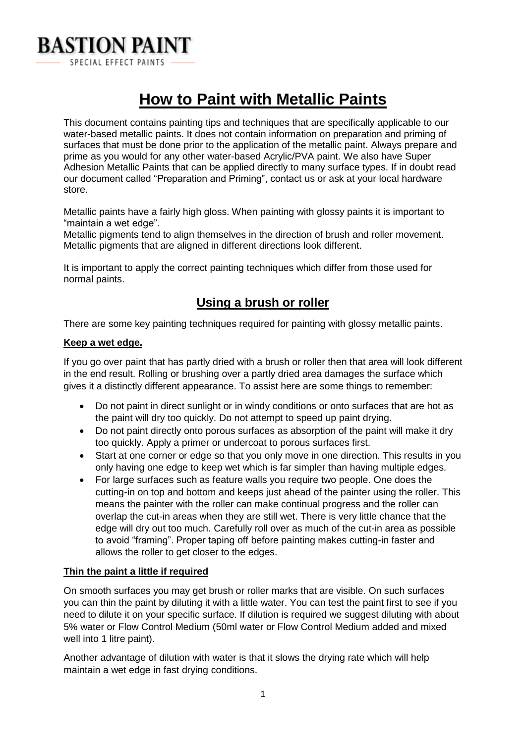**BASTION PAINT**

SPECIAL EFFECT PAINTS

# How to Paint with Metallic Paints

This document contains painting tips and techniques that are specifically applicable to our water-based metallic paints. It does not contain information on preparation and priming of surfaces that must be done prior to the application of the metallic paint. Always prepare and prime as you would for any other water-based Acrylic/PVA paint. We also have Super Adhesion Metallic Paints that can be applied directly to many surface types. If in doubt read our document called "Preparation and Priming", contact us or ask at your local hardware store.

Metallic paints have a fairly high gloss. When painting with glossy paints it is important to "maintain a wet edge".
Metallic pigments tend to align themselves in the direction of brush and roller movement. Metallic pigments that are aligned in different directions look different.

It is important to apply the correct painting techniques which differ from those used for normal paints.

## Using a brush or roller

There are some key painting techniques required for painting with glossy metallic paints.

### Keep a wet edge.

If you go over paint that has partly dried with a brush or roller then that area will look different in the end result. Rolling or brushing over a partly dried area damages the surface which gives it a distinctly different appearance. To assist here are some things to remember:

- Do not paint in direct sunlight or in windy conditions or onto surfaces that are hot as the paint will dry too quickly. Do not attempt to speed up paint drying.
- Do not paint directly onto porous surfaces as absorption of the paint will make it dry too quickly. Apply a primer or undercoat to porous surfaces first.
- Start at one corner or edge so that you only move in one direction. This results in you only having one edge to keep wet which is far simpler than having multiple edges.
- For large surfaces such as feature walls you require two people. One does the cutting-in on top and bottom and keeps just ahead of the painter using the roller. This means the painter with the roller can make continual progress and the roller can overlap the cut-in areas when they are still wet. There is very little chance that the edge will dry out too much. Carefully roll over as much of the cut-in area as possible to avoid "framing". Proper taping off before painting makes cutting-in faster and allows the roller to get closer to the edges.

### Thin the paint a little if required

On smooth surfaces you may get brush or roller marks that are visible. On such surfaces you can thin the paint by diluting it with a little water. You can test the paint first to see if you need to dilute it on your specific surface. If dilution is required we suggest diluting with about 5% water or Flow Control Medium (50ml water or Flow Control Medium added and mixed well into 1 litre paint).

Another advantage of dilution with water is that it slows the drying rate which will help maintain a wet edge in fast drying conditions.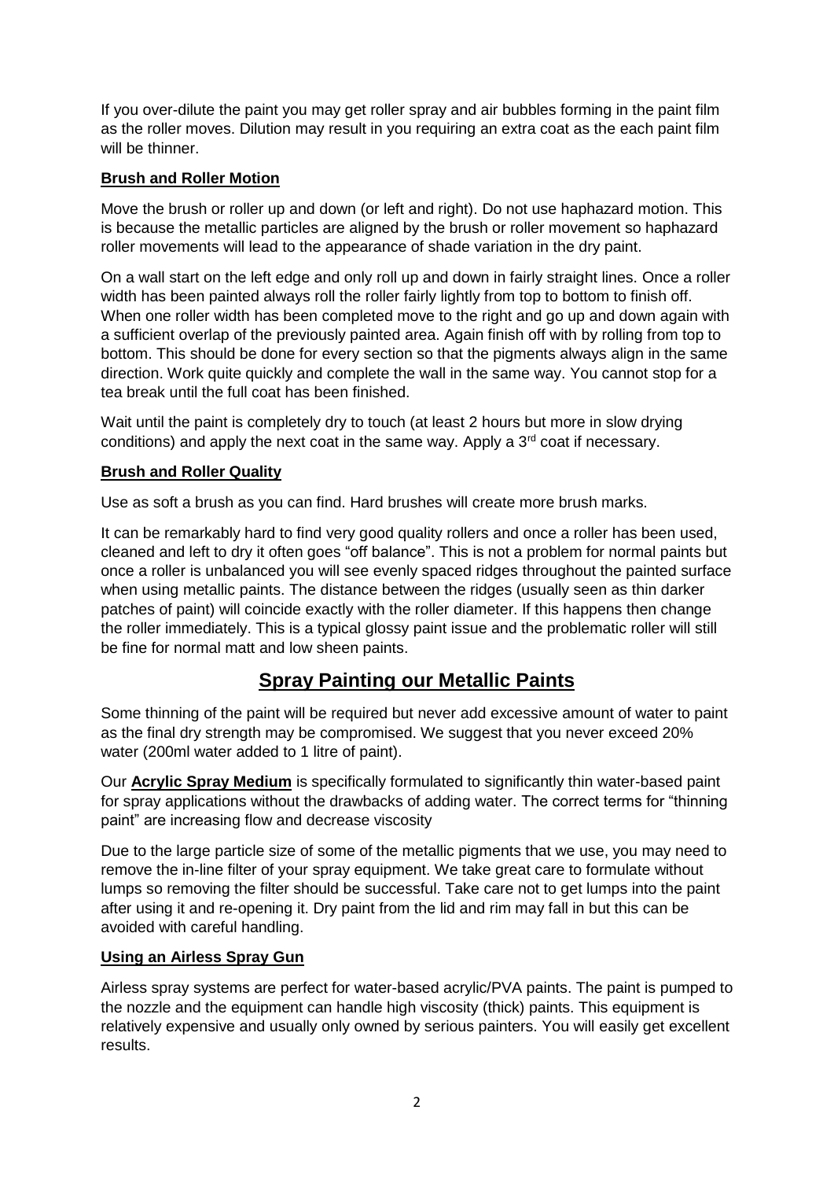If you over-dilute the paint you may get roller spray and air bubbles forming in the paint film as the roller moves. Dilution may result in you requiring an extra coat as the each paint film will be thinner.

**Brush and Roller Motion**

Move the brush or roller up and down (or left and right). Do not use haphazard motion. This is because the metallic particles are aligned by the brush or roller movement so haphazard roller movements will lead to the appearance of shade variation in the dry paint.

On a wall start on the left edge and only roll up and down in fairly straight lines. Once a roller width has been painted always roll the roller fairly lightly from top to bottom to finish off. When one roller width has been completed move to the right and go up and down again with a sufficient overlap of the previously painted area. Again finish off with by rolling from top to bottom. This should be done for every section so that the pigments always align in the same direction. Work quite quickly and complete the wall in the same way. You cannot stop for a tea break until the full coat has been finished.

Wait until the paint is completely dry to touch (at least 2 hours but more in slow drying conditions) and apply the next coat in the same way. Apply a 3rd coat if necessary.

**Brush and Roller Quality**

Use as soft a brush as you can find. Hard brushes will create more brush marks.

It can be remarkably hard to find very good quality rollers and once a roller has been used, cleaned and left to dry it often goes "off balance". This is not a problem for normal paints but once a roller is unbalanced you will see evenly spaced ridges throughout the painted surface when using metallic paints. The distance between the ridges (usually seen as thin darker patches of paint) will coincide exactly with the roller diameter. If this happens then change the roller immediately. This is a typical glossy paint issue and the problematic roller will still be fine for normal matt and low sheen paints.

## Spray Painting our Metallic Paints

Some thinning of the paint will be required but never add excessive amount of water to paint as the final dry strength may be compromised. We suggest that you never exceed 20% water (200ml water added to 1 litre of paint).

Our **Acrylic Spray Medium** is specifically formulated to significantly thin water-based paint for spray applications without the drawbacks of adding water. The correct terms for "thinning paint" are increasing flow and decrease viscosity

Due to the large particle size of some of the metallic pigments that we use, you may need to remove the in-line filter of your spray equipment. We take great care to formulate without lumps so removing the filter should be successful. Take care not to get lumps into the paint after using it and re-opening it. Dry paint from the lid and rim may fall in but this can be avoided with careful handling.

**Using an Airless Spray Gun**

Airless spray systems are perfect for water-based acrylic/PVA paints. The paint is pumped to the nozzle and the equipment can handle high viscosity (thick) paints. This equipment is relatively expensive and usually only owned by serious painters. You will easily get excellent results.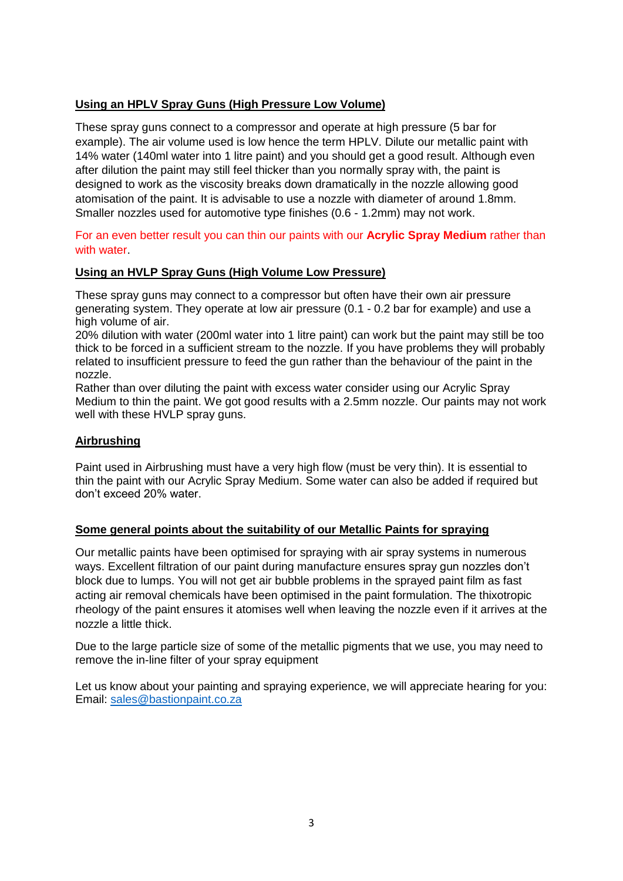## Using an HPLV Spray Guns (High Pressure Low Volume)

These spray guns connect to a compressor and operate at high pressure (5 bar for example). The air volume used is low hence the term HPLV. Dilute our metallic paint with 14% water (140ml water into 1 litre paint) and you should get a good result. Although even after dilution the paint may still feel thicker than you normally spray with, the paint is designed to work as the viscosity breaks down dramatically in the nozzle allowing good atomisation of the paint. It is advisable to use a nozzle with diameter of around 1.8mm. Smaller nozzles used for automotive type finishes (0.6 - 1.2mm) may not work.

For an even better result you can thin our paints with our **Acrylic Spray Medium** rather than with water.

## Using an HVLP Spray Guns (High Volume Low Pressure)

These spray guns may connect to a compressor but often have their own air pressure generating system. They operate at low air pressure (0.1 - 0.2 bar for example) and use a high volume of air.

20% dilution with water (200ml water into 1 litre paint) can work but the paint may still be too thick to be forced in a sufficient stream to the nozzle. If you have problems they will probably related to insufficient pressure to feed the gun rather than the behaviour of the paint in the nozzle.

Rather than over diluting the paint with excess water consider using our Acrylic Spray Medium to thin the paint. We got good results with a 2.5mm nozzle. Our paints may not work well with these HVLP spray guns.

## Airbrushing

Paint used in Airbrushing must have a very high flow (must be very thin). It is essential to thin the paint with our Acrylic Spray Medium. Some water can also be added if required but don't exceed 20% water.

## Some general points about the suitability of our Metallic Paints for spraying

Our metallic paints have been optimised for spraying with air spray systems in numerous ways. Excellent filtration of our paint during manufacture ensures spray gun nozzles don't block due to lumps. You will not get air bubble problems in the sprayed paint film as fast acting air removal chemicals have been optimised in the paint formulation. The thixotropic rheology of the paint ensures it atomises well when leaving the nozzle even if it arrives at the nozzle a little thick.

Due to the large particle size of some of the metallic pigments that we use, you may need to remove the in-line filter of your spray equipment

Let us know about your painting and spraying experience, we will appreciate hearing for you:
Email: sales@bastionpaint.co.za